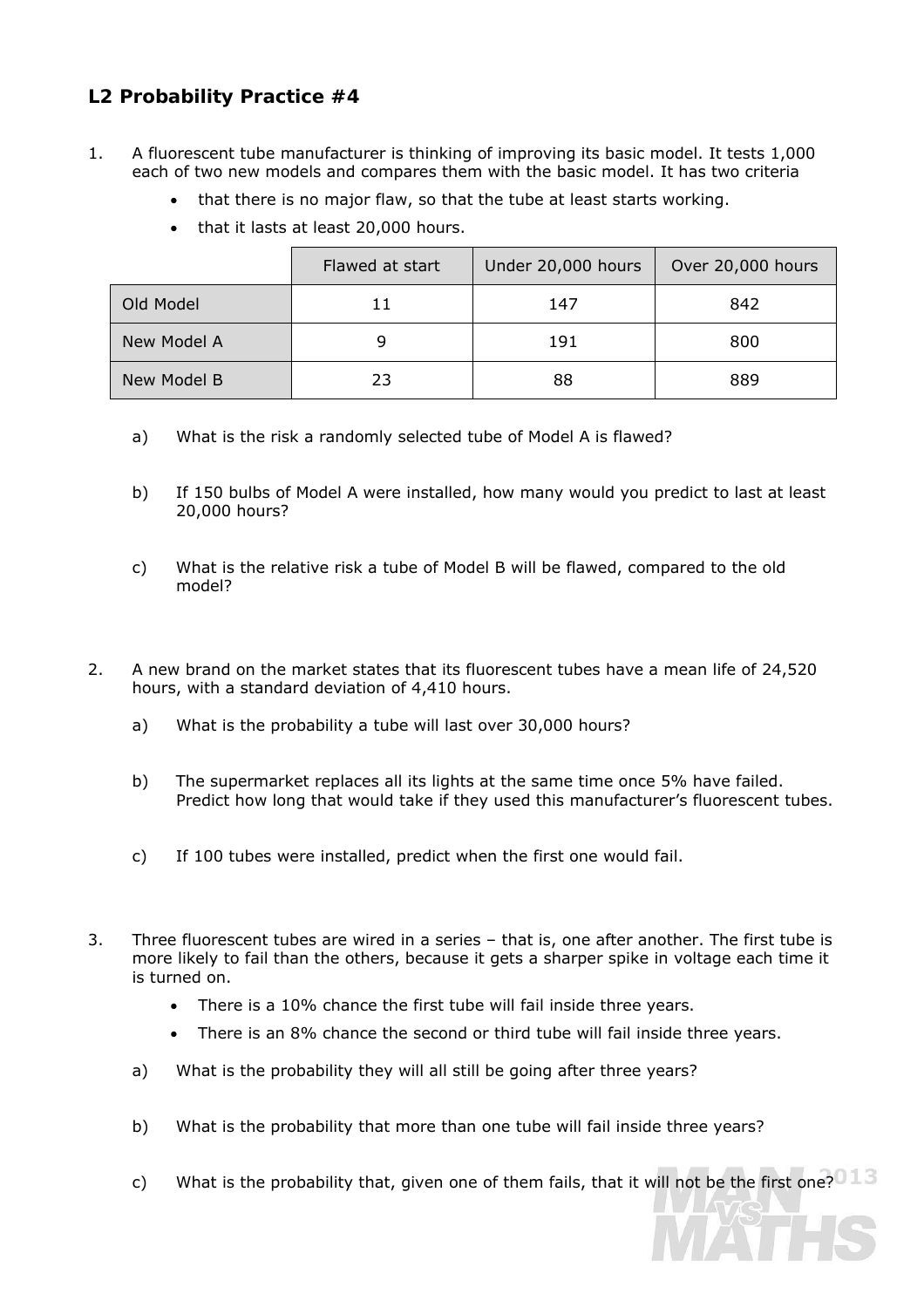## L2 Probability Practice #4

1. A fluorescent tube manufacturer is thinking of improving its basic model. It tests 1,000 each of two new models and compares them with the basic model. It has two criteria

    - that there is no major flaw, so that the tube at least starts working.
    - that it lasts at least 20,000 hours.

| | Flawed at start | Under 20,000 hours | Over 20,000 hours |
|---|---|---|---|
| Old Model | 11 | 147 | 842 |
| New Model A | 9 | 191 | 800 |
| New Model B | 23 | 88 | 889 |

   a) What is the risk a randomly selected tube of Model A is flawed?

   b) If 150 bulbs of Model A were installed, how many would you predict to last at least 20,000 hours?

   c) What is the relative risk a tube of Model B will be flawed, compared to the old model?

2. A new brand on the market states that its fluorescent tubes have a mean life of 24,520 hours, with a standard deviation of 4,410 hours.

   a) What is the probability a tube will last over 30,000 hours?

   b) The supermarket replaces all its lights at the same time once 5% have failed. Predict how long that would take if they used this manufacturer's fluorescent tubes.

   c) If 100 tubes were installed, predict when the first one would fail.

3. Three fluorescent tubes are wired in a series – that is, one after another. The first tube is more likely to fail than the others, because it gets a sharper spike in voltage each time it is turned on.

    - There is a 10% chance the first tube will fail inside three years.
    - There is an 8% chance the second or third tube will fail inside three years.

   a) What is the probability they will all still be going after three years?

   b) What is the probability that more than one tube will fail inside three years?

   c) What is the probability that, given one of them fails, that it will not be the first one?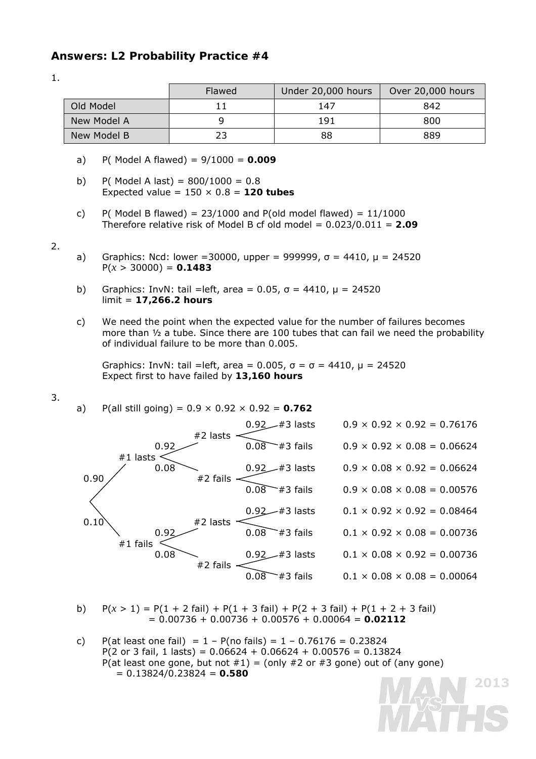## Answers: L2 Probability Practice #4

1.

| | Flawed | Under 20,000 hours | Over 20,000 hours |
|---|---|---|---|
| Old Model | 11 | 147 | 842 |
| New Model A | 9 | 191 | 800 |
| New Model B | 23 | 88 | 889 |

a) P( Model A flawed) = 9/1000 = **0.009**

b) P( Model A last) = 800/1000 = 0.8
Expected value = 150 × 0.8 = **120 tubes**

c) P( Model B flawed) = 23/1000 and P(old model flawed) = 11/1000
Therefore relative risk of Model B cf old model = 0.023/0.011 = **2.09**

2.

a) Graphics: Ncd: lower =30000, upper = 999999, σ = 4410, μ = 24520
$P(x > 30000)$ = **0.1483**

b) Graphics: InvN: tail =left, area = 0.05, σ = 4410, μ = 24520
limit = **17,266.2 hours**

c) We need the point when the expected value for the number of failures becomes more than ½ a tube. Since there are 100 tubes that can fail we need the probability of individual failure to be more than 0.005.

Graphics: InvN: tail =left, area = 0.005, σ = σ = 4410, μ = 24520
Expect first to have failed by **13,160 hours**

3.

a) P(all still going) = 0.9 × 0.92 × 0.92 = **0.762**

0.90 #1 lasts; 0.10 #1 fails
0.92 #2 lasts; 0.08 #2 fails
0.92 #3 lasts; 0.08 #3 fails

#1 lasts, #2 lasts, #3 lasts: 0.9 × 0.92 × 0.92 = 0.76176
#1 lasts, #2 lasts, #3 fails: 0.9 × 0.92 × 0.08 = 0.06624
#1 lasts, #2 fails, #3 lasts: 0.9 × 0.08 × 0.92 = 0.06624
#1 lasts, #2 fails, #3 fails: 0.9 × 0.08 × 0.08 = 0.00576
#1 fails, #2 lasts, #3 lasts: 0.1 × 0.92 × 0.92 = 0.08464
#1 fails, #2 lasts, #3 fails: 0.1 × 0.92 × 0.08 = 0.00736
#1 fails, #2 fails, #3 lasts: 0.1 × 0.08 × 0.92 = 0.00736
#1 fails, #2 fails, #3 fails: 0.1 × 0.08 × 0.08 = 0.00064

b) $P(x > 1)$ = P(1 + 2 fail) + P(1 + 3 fail) + P(2 + 3 fail) + P(1 + 2 + 3 fail)
= 0.00736 + 0.00736 + 0.00576 + 0.00064 = **0.02112**

c) P(at least one fail) = 1 – P(no fails) = 1 – 0.76176 = 0.23824
P(2 or 3 fail, 1 lasts) = 0.06624 + 0.06624 + 0.00576 = 0.13824
P(at least one gone, but not #1) = (only #2 or #3 gone) out of (any gone)
= 0.13824/0.23824 = **0.580**